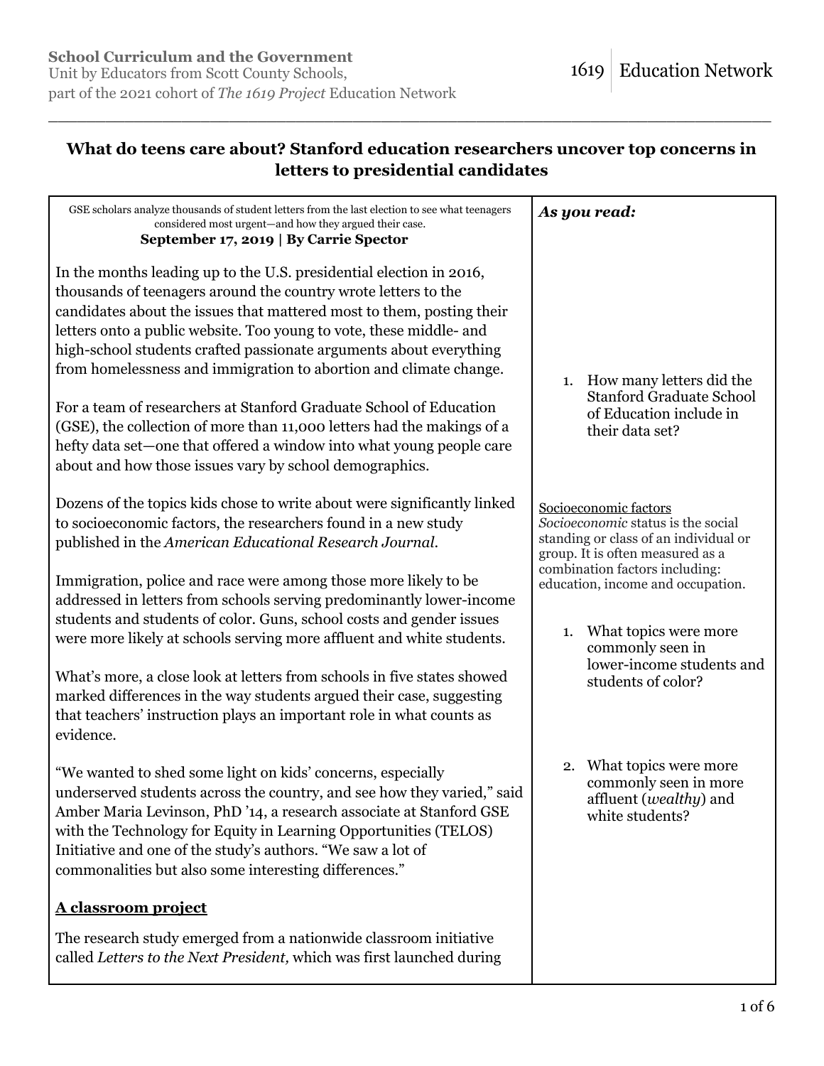**School Curriculum and the Government**
Unit by Educators from Scott County Schools,
part of the 2021 cohort of *The 1619 Project* Education Network

1619 | Education Network

---

## What do teens care about? Stanford education researchers uncover top concerns in letters to presidential candidates

GSE scholars analyze thousands of student letters from the last election to see what teenagers considered most urgent—and how they argued their case.

**September 17, 2019 | By Carrie Spector**

*As you read:*

In the months leading up to the U.S. presidential election in 2016, thousands of teenagers around the country wrote letters to the candidates about the issues that mattered most to them, posting their letters onto a public website. Too young to vote, these middle- and high-school students crafted passionate arguments about everything from homelessness and immigration to abortion and climate change.

For a team of researchers at Stanford Graduate School of Education (GSE), the collection of more than 11,000 letters had the makings of a hefty data set—one that offered a window into what young people care about and how those issues vary by school demographics.

1. How many letters did the Stanford Graduate School of Education include in their data set?

Dozens of the topics kids chose to write about were significantly linked to socioeconomic factors, the researchers found in a new study published in the *American Educational Research Journal*.

Socioeconomic factors
*Socioeconomic* status is the social standing or class of an individual or group. It is often measured as a combination factors including: education, income and occupation.

Immigration, police and race were among those more likely to be addressed in letters from schools serving predominantly lower-income students and students of color. Guns, school costs and gender issues were more likely at schools serving more affluent and white students.

1. What topics were more commonly seen in lower-income students and students of color?

What's more, a close look at letters from schools in five states showed marked differences in the way students argued their case, suggesting that teachers' instruction plays an important role in what counts as evidence.

"We wanted to shed some light on kids' concerns, especially underserved students across the country, and see how they varied," said Amber Maria Levinson, PhD '14, a research associate at Stanford GSE with the Technology for Equity in Learning Opportunities (TELOS) Initiative and one of the study's authors. "We saw a lot of commonalities but also some interesting differences."

2. What topics were more commonly seen in more affluent (*wealthy*) and white students?

### A classroom project

The research study emerged from a nationwide classroom initiative called *Letters to the Next President,* which was first launched during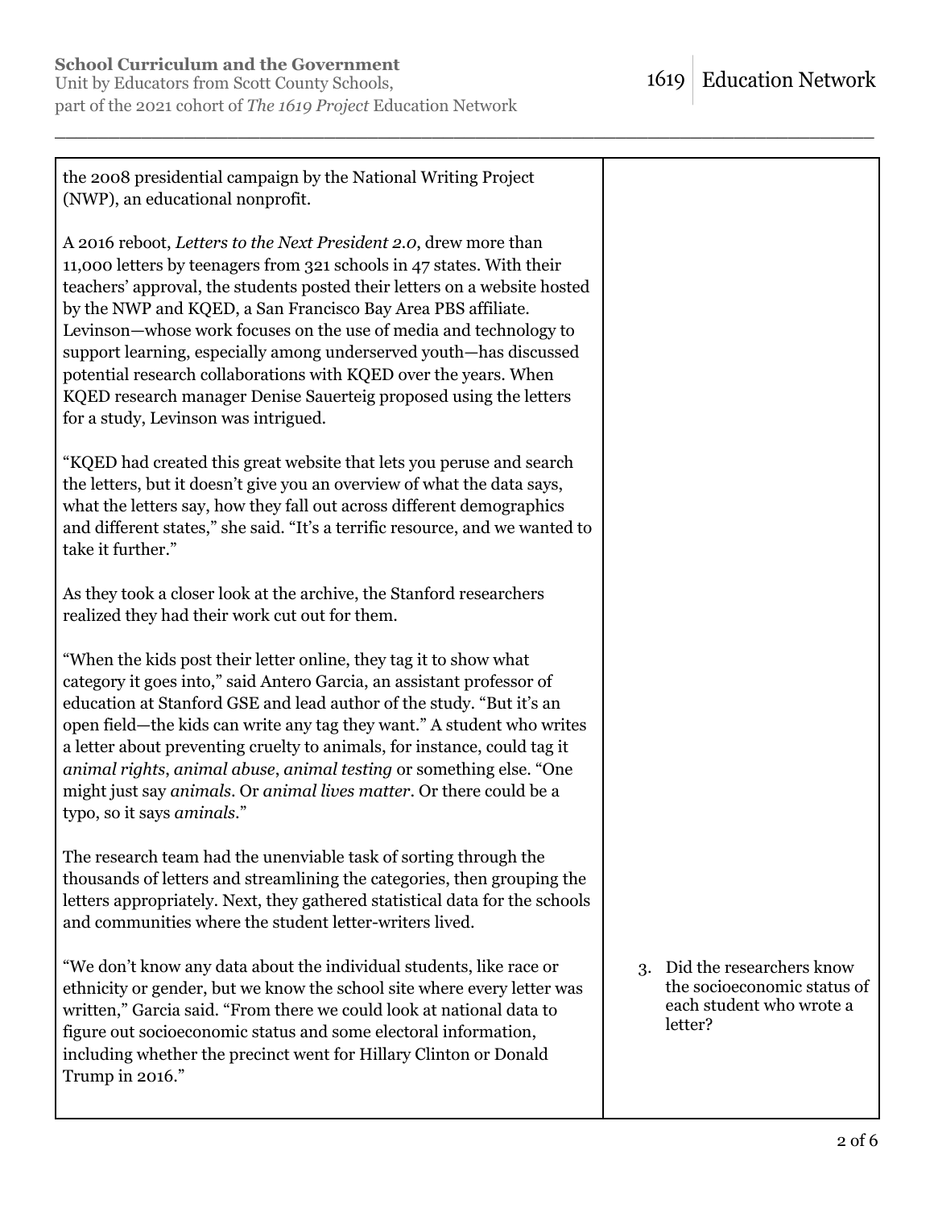| | |
|---|---|
| the 2008 presidential campaign by the National Writing Project (NWP), an educational nonprofit.<br><br>A 2016 reboot, *Letters to the Next President 2.0*, drew more than 11,000 letters by teenagers from 321 schools in 47 states. With their teachers' approval, the students posted their letters on a website hosted by the NWP and KQED, a San Francisco Bay Area PBS affiliate. Levinson—whose work focuses on the use of media and technology to support learning, especially among underserved youth—has discussed potential research collaborations with KQED over the years. When KQED research manager Denise Sauerteig proposed using the letters for a study, Levinson was intrigued.<br><br>"KQED had created this great website that lets you peruse and search the letters, but it doesn't give you an overview of what the data says, what the letters say, how they fall out across different demographics and different states," she said. "It's a terrific resource, and we wanted to take it further."<br><br>As they took a closer look at the archive, the Stanford researchers realized they had their work cut out for them.<br><br>"When the kids post their letter online, they tag it to show what category it goes into," said Antero Garcia, an assistant professor of education at Stanford GSE and lead author of the study. "But it's an open field—the kids can write any tag they want." A student who writes a letter about preventing cruelty to animals, for instance, could tag it *animal rights*, *animal abuse*, *animal testing* or something else. "One might just say *animals*. Or *animal lives matter*. Or there could be a typo, so it says *aminals*."<br><br>The research team had the unenviable task of sorting through the thousands of letters and streamlining the categories, then grouping the letters appropriately. Next, they gathered statistical data for the schools and communities where the student letter-writers lived.<br><br>"We don't know any data about the individual students, like race or ethnicity or gender, but we know the school site where every letter was written," Garcia said. "From there we could look at national data to figure out socioeconomic status and some electoral information, including whether the precinct went for Hillary Clinton or Donald Trump in 2016." | 3. Did the researchers know the socioeconomic status of each student who wrote a letter? |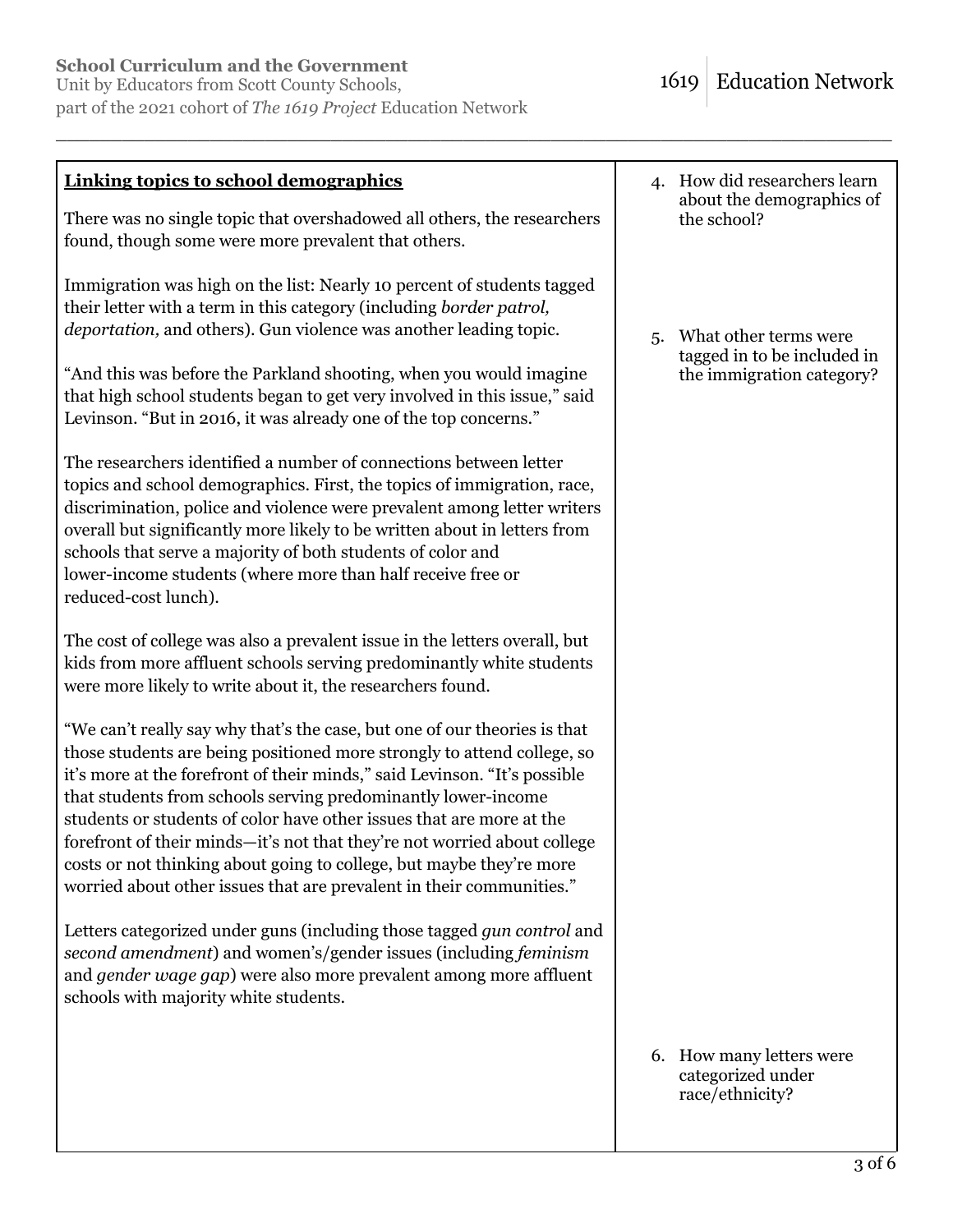| **Linking topics to school demographics** | |
|---|---|
| There was no single topic that overshadowed all others, the researchers found, though some were more prevalent that others.<br><br>Immigration was high on the list: Nearly 10 percent of students tagged their letter with a term in this category (including *border patrol, deportation,* and others). Gun violence was another leading topic.<br><br>"And this was before the Parkland shooting, when you would imagine that high school students began to get very involved in this issue," said Levinson. "But in 2016, it was already one of the top concerns."<br><br>The researchers identified a number of connections between letter topics and school demographics. First, the topics of immigration, race, discrimination, police and violence were prevalent among letter writers overall but significantly more likely to be written about in letters from schools that serve a majority of both students of color and lower-income students (where more than half receive free or reduced-cost lunch).<br><br>The cost of college was also a prevalent issue in the letters overall, but kids from more affluent schools serving predominantly white students were more likely to write about it, the researchers found.<br><br>"We can't really say why that's the case, but one of our theories is that those students are being positioned more strongly to attend college, so it's more at the forefront of their minds," said Levinson. "It's possible that students from schools serving predominantly lower-income students or students of color have other issues that are more at the forefront of their minds—it's not that they're not worried about college costs or not thinking about going to college, but maybe they're more worried about other issues that are prevalent in their communities."<br><br>Letters categorized under guns (including those tagged *gun control* and *second amendment*) and women's/gender issues (including *feminism* and *gender wage gap*) were also more prevalent among more affluent schools with majority white students. | 4. How did researchers learn about the demographics of the school?<br><br>5. What other terms were tagged in to be included in the immigration category?<br><br>6. How many letters were categorized under race/ethnicity? |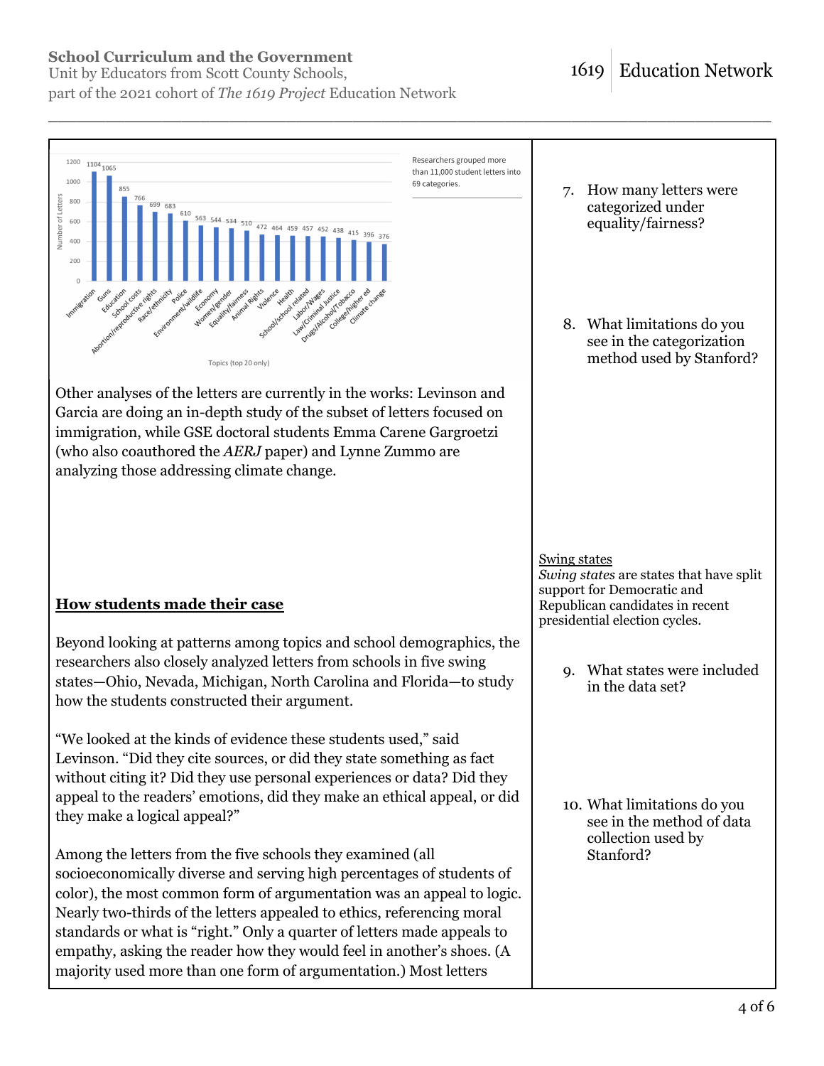Researchers grouped more than 11,000 student letters into 69 categories.

| Topics (top 20 only) | Number of Letters |
|---|---|
| Immigration | 1104 |
| Guns | 1065 |
| Education | 855 |
| School costs | 766 |
| Abortion/reproductive rights | 699 |
| Race/ethnicity | 683 |
| Police | 610 |
| Environment/wildlife | 563 |
| Economy | 544 |
| Women/gender | 534 |
| Equality/fairness | 510 |
| Animal Rights | 472 |
| Violence | 464 |
| Health | 459 |
| School/school related | 457 |
| Labor/Wages | 452 |
| Law/Criminal Justice | 438 |
| Drugs/Alcohol/Tobacco | 415 |
| College/higher ed | 396 |
| Climate change | 376 |

7. How many letters were categorized under equality/fairness?

8. What limitations do you see in the categorization method used by Stanford?

Other analyses of the letters are currently in the works: Levinson and Garcia are doing an in-depth study of the subset of letters focused on immigration, while GSE doctoral students Emma Carene Gargroetzi (who also coauthored the *AERJ* paper) and Lynne Zummo are analyzing those addressing climate change.

## How students made their case

Beyond looking at patterns among topics and school demographics, the researchers also closely analyzed letters from schools in five swing states—Ohio, Nevada, Michigan, North Carolina and Florida—to study how the students constructed their argument.

"We looked at the kinds of evidence these students used," said Levinson. "Did they cite sources, or did they state something as fact without citing it? Did they use personal experiences or data? Did they appeal to the readers' emotions, did they make an ethical appeal, or did they make a logical appeal?"

Among the letters from the five schools they examined (all socioeconomically diverse and serving high percentages of students of color), the most common form of argumentation was an appeal to logic. Nearly two-thirds of the letters appealed to ethics, referencing moral standards or what is "right." Only a quarter of letters made appeals to empathy, asking the reader how they would feel in another's shoes. (A majority used more than one form of argumentation.) Most letters

Swing states
*Swing states* are states that have split support for Democratic and Republican candidates in recent presidential election cycles.

9. What states were included in the data set?

10. What limitations do you see in the method of data collection used by Stanford?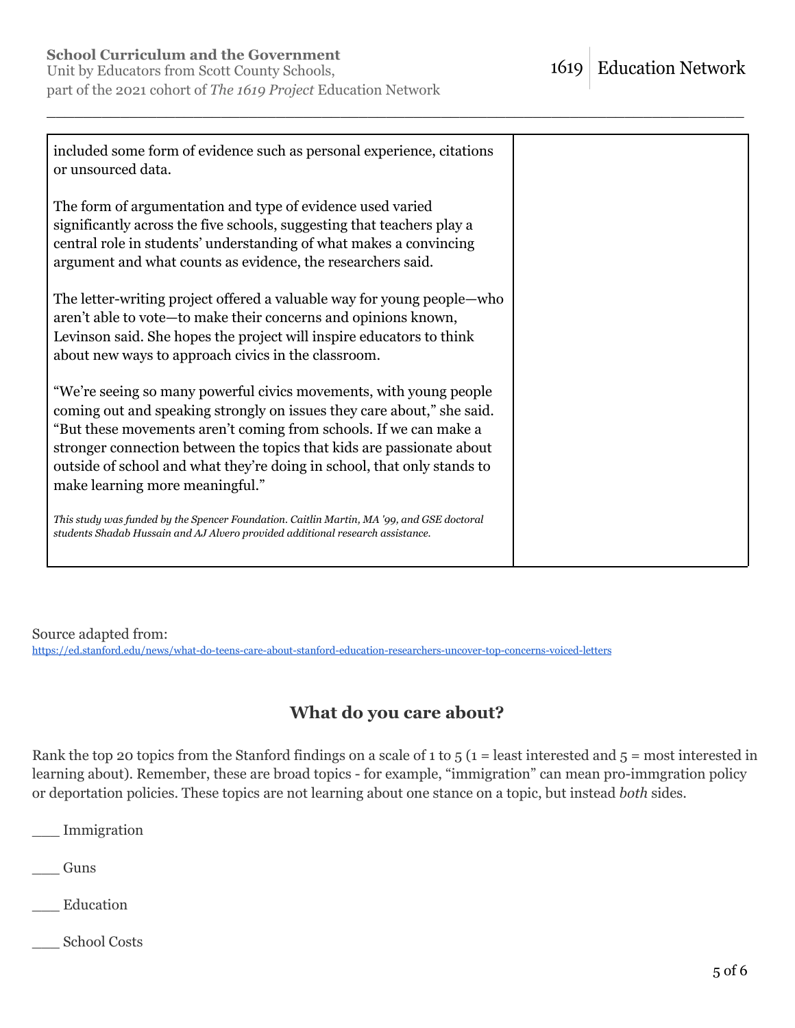| | |
|---|---|
| included some form of evidence such as personal experience, citations or unsourced data.<br><br>The form of argumentation and type of evidence used varied significantly across the five schools, suggesting that teachers play a central role in students' understanding of what makes a convincing argument and what counts as evidence, the researchers said.<br><br>The letter-writing project offered a valuable way for young people—who aren't able to vote—to make their concerns and opinions known, Levinson said. She hopes the project will inspire educators to think about new ways to approach civics in the classroom.<br><br>"We're seeing so many powerful civics movements, with young people coming out and speaking strongly on issues they care about," she said. "But these movements aren't coming from schools. If we can make a stronger connection between the topics that kids are passionate about outside of school and what they're doing in school, that only stands to make learning more meaningful."<br><br>*This study was funded by the Spencer Foundation. Caitlin Martin, MA '99, and GSE doctoral students Shadab Hussain and AJ Alvero provided additional research assistance.* | |

Source adapted from:
https://ed.stanford.edu/news/what-do-teens-care-about-stanford-education-researchers-uncover-top-concerns-voiced-letters

## What do you care about?

Rank the top 20 topics from the Stanford findings on a scale of 1 to 5 (1 = least interested and 5 = most interested in learning about). Remember, these are broad topics - for example, "immigration" can mean pro-immgration policy or deportation policies. These topics are not learning about one stance on a topic, but instead *both* sides.

___ Immigration

___ Guns

___ Education

___ School Costs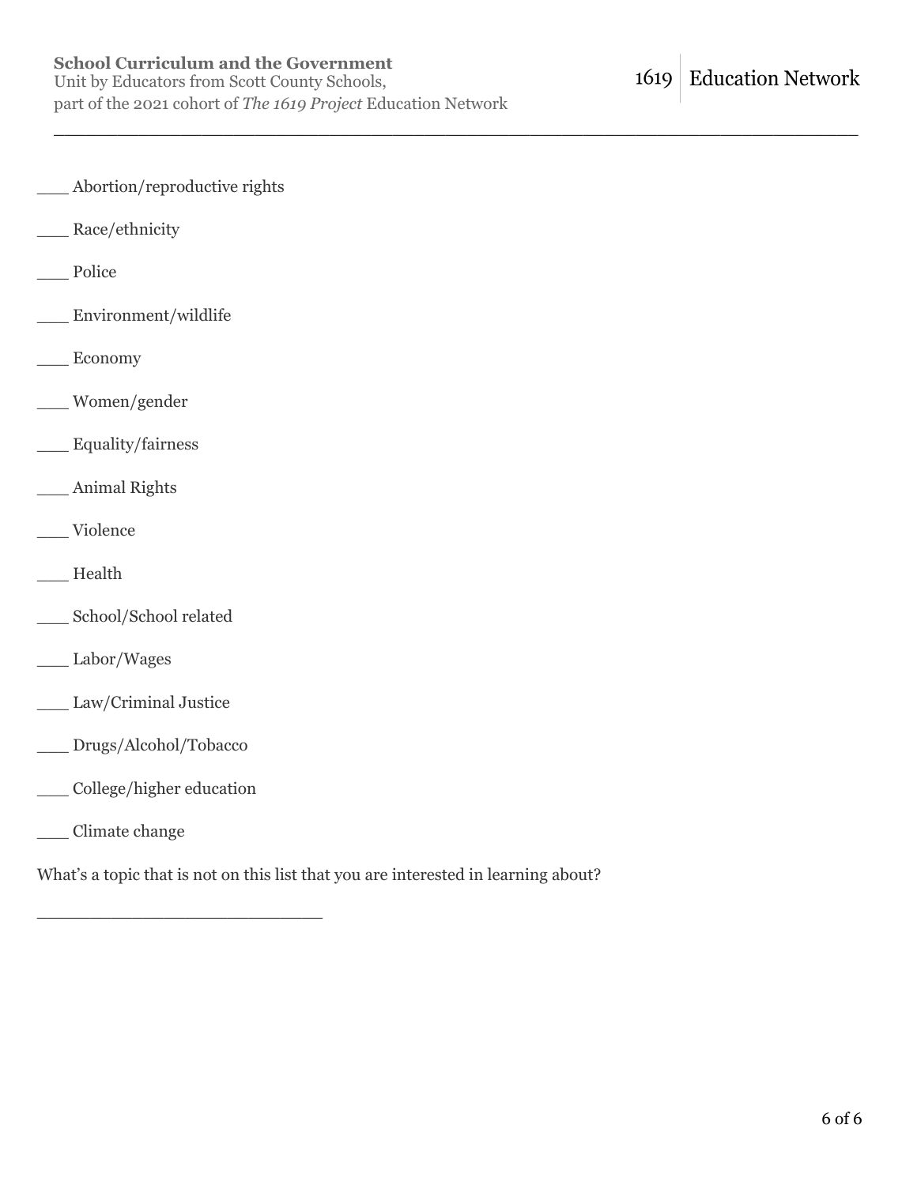___ Abortion/reproductive rights

___ Race/ethnicity

___ Police

___ Environment/wildlife

___ Economy

___ Women/gender

___ Equality/fairness

___ Animal Rights

___ Violence

___ Health

___ School/School related

___ Labor/Wages

___ Law/Criminal Justice

___ Drugs/Alcohol/Tobacco

___ College/higher education

___ Climate change

What's a topic that is not on this list that you are interested in learning about?

___________________________